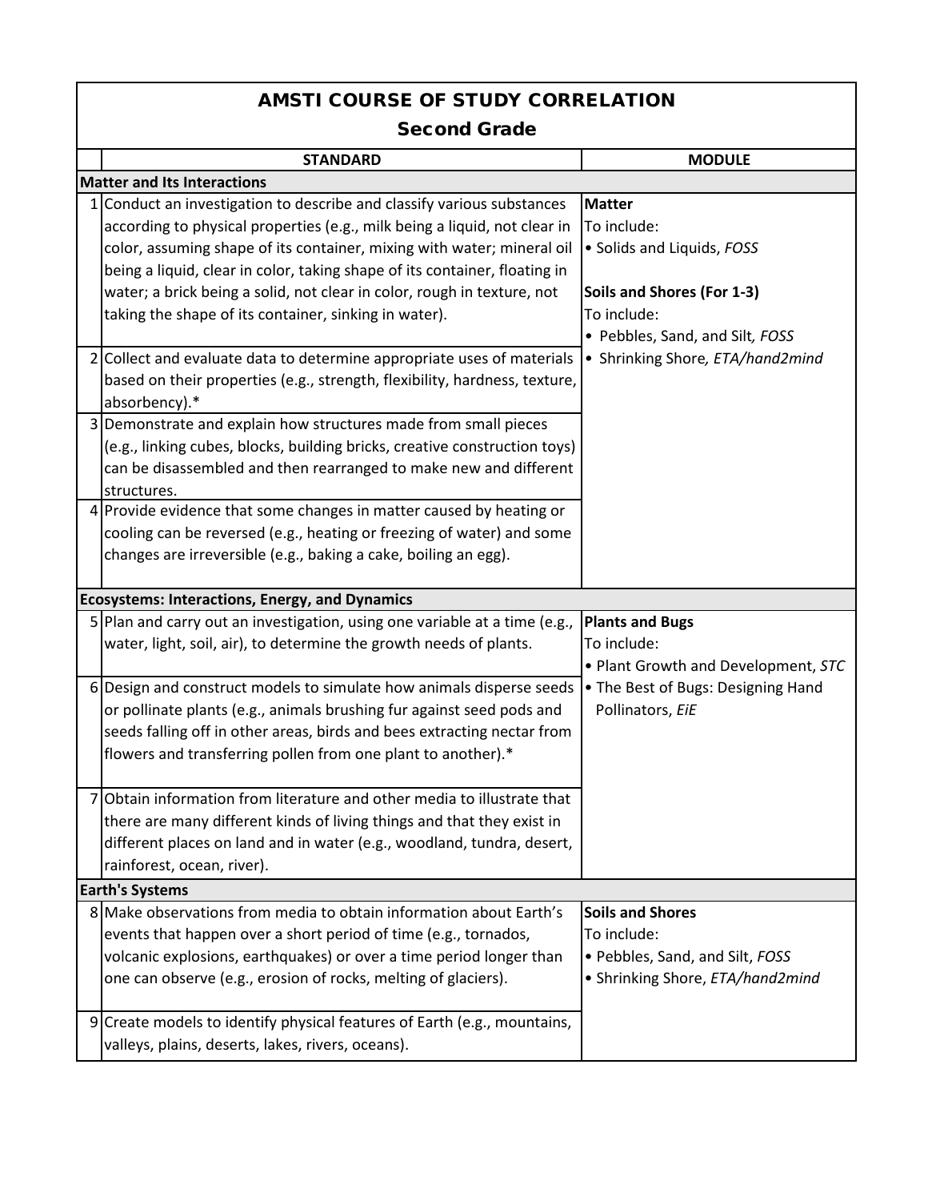# AMSTI COURSE OF STUDY CORRELATION

## Second Grade

| | STANDARD | MODULE |
|---|---|---|
| **Matter and Its Interactions** | | |
| 1 | Conduct an investigation to describe and classify various substances according to physical properties (e.g., milk being a liquid, not clear in color, assuming shape of its container, mixing with water; mineral oil being a liquid, clear in color, taking shape of its container, floating in water; a brick being a solid, not clear in color, rough in texture, not taking the shape of its container, sinking in water). | **Matter** To include: • Solids and Liquids, *FOSS* **Soils and Shores (For 1-3)** To include: • Pebbles, Sand, and Silt, *FOSS* • Shrinking Shore, *ETA/hand2mind* |
| 2 | Collect and evaluate data to determine appropriate uses of materials based on their properties (e.g., strength, flexibility, hardness, texture, absorbency).* | |
| 3 | Demonstrate and explain how structures made from small pieces (e.g., linking cubes, blocks, building bricks, creative construction toys) can be disassembled and then rearranged to make new and different structures. | |
| 4 | Provide evidence that some changes in matter caused by heating or cooling can be reversed (e.g., heating or freezing of water) and some changes are irreversible (e.g., baking a cake, boiling an egg). | |
| **Ecosystems: Interactions, Energy, and Dynamics** | | |
| 5 | Plan and carry out an investigation, using one variable at a time (e.g., water, light, soil, air), to determine the growth needs of plants. | **Plants and Bugs** To include: • Plant Growth and Development, *STC* • The Best of Bugs: Designing Hand Pollinators, *EiE* |
| 6 | Design and construct models to simulate how animals disperse seeds or pollinate plants (e.g., animals brushing fur against seed pods and seeds falling off in other areas, birds and bees extracting nectar from flowers and transferring pollen from one plant to another).* | |
| 7 | Obtain information from literature and other media to illustrate that there are many different kinds of living things and that they exist in different places on land and in water (e.g., woodland, tundra, desert, rainforest, ocean, river). | |
| **Earth's Systems** | | |
| 8 | Make observations from media to obtain information about Earth's events that happen over a short period of time (e.g., tornados, volcanic explosions, earthquakes) or over a time period longer than one can observe (e.g., erosion of rocks, melting of glaciers). | **Soils and Shores** To include: • Pebbles, Sand, and Silt, *FOSS* • Shrinking Shore, *ETA/hand2mind* |
| 9 | Create models to identify physical features of Earth (e.g., mountains, valleys, plains, deserts, lakes, rivers, oceans). | |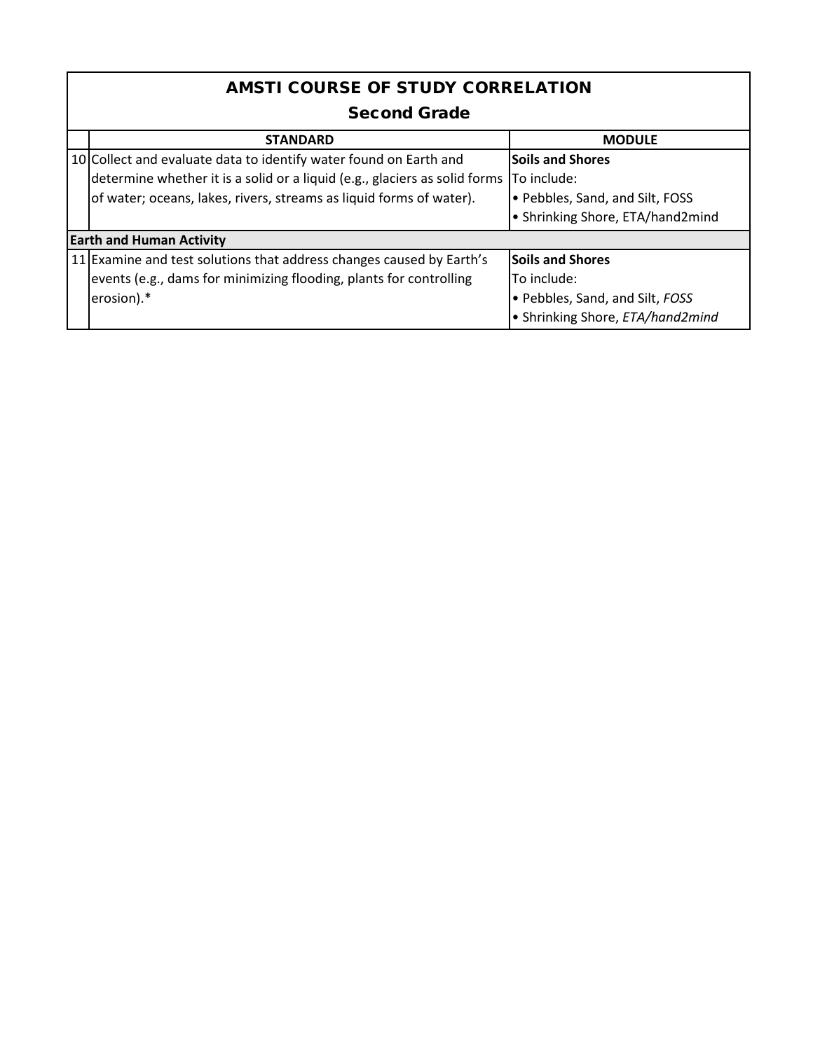# AMSTI COURSE OF STUDY CORRELATION

## Second Grade

| | STANDARD | MODULE |
|---|---|---|
| 10 | Collect and evaluate data to identify water found on Earth and determine whether it is a solid or a liquid (e.g., glaciers as solid forms of water; oceans, lakes, rivers, streams as liquid forms of water). | **Soils and Shores**<br>To include:<br>• Pebbles, Sand, and Silt, FOSS<br>• Shrinking Shore, ETA/hand2mind |
| **Earth and Human Activity** | | |
| 11 | Examine and test solutions that address changes caused by Earth's events (e.g., dams for minimizing flooding, plants for controlling erosion).* | **Soils and Shores**<br>To include:<br>• Pebbles, Sand, and Silt, *FOSS*<br>• Shrinking Shore, *ETA/hand2mind* |